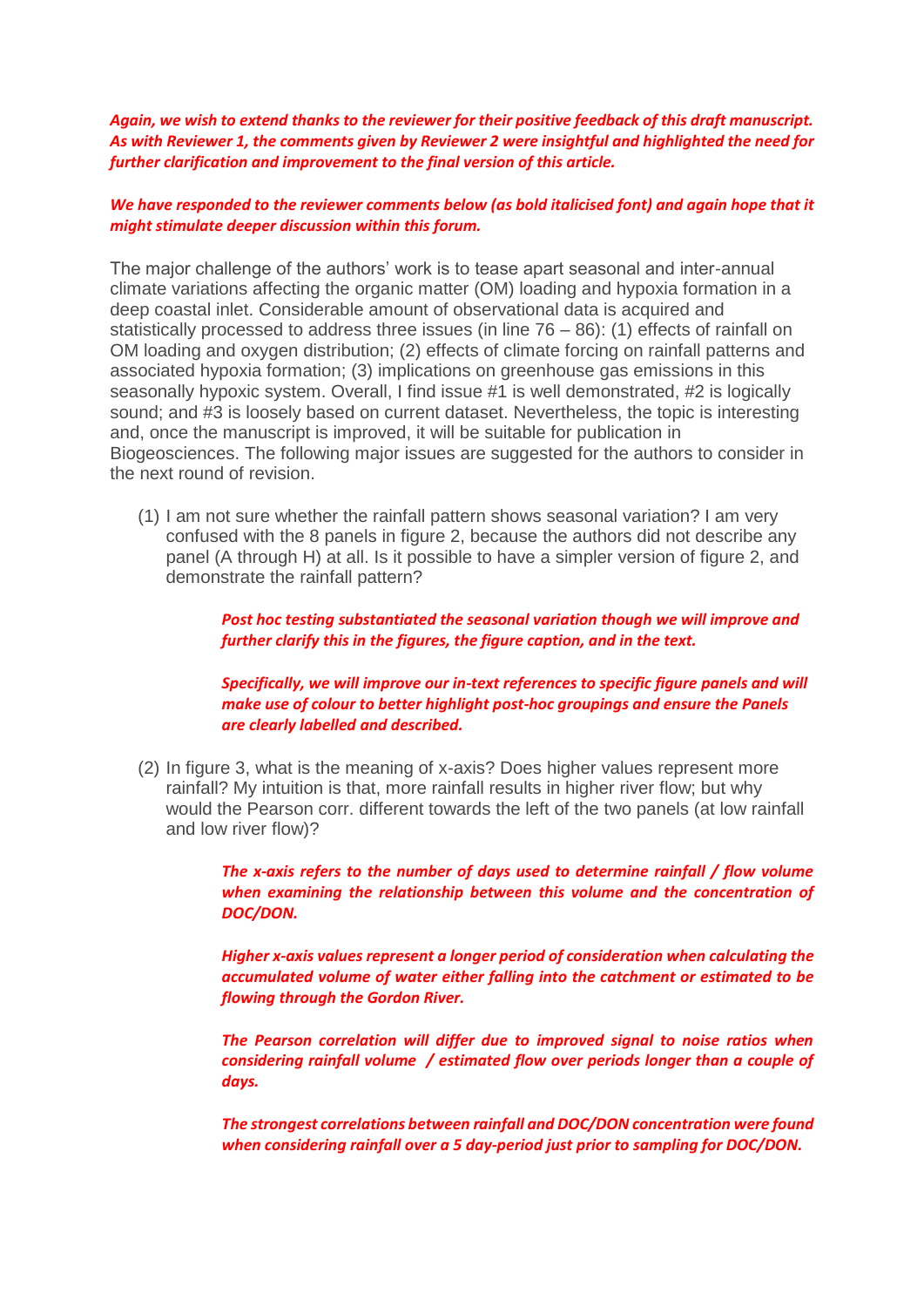***Again, we wish to extend thanks to the reviewer for their positive feedback of this draft manuscript. As with Reviewer 1, the comments given by Reviewer 2 were insightful and highlighted the need for further clarification and improvement to the final version of this article.***

***We have responded to the reviewer comments below (as bold italicised font) and again hope that it might stimulate deeper discussion within this forum.***

The major challenge of the authors' work is to tease apart seasonal and inter-annual climate variations affecting the organic matter (OM) loading and hypoxia formation in a deep coastal inlet. Considerable amount of observational data is acquired and statistically processed to address three issues (in line 76 – 86): (1) effects of rainfall on OM loading and oxygen distribution; (2) effects of climate forcing on rainfall patterns and associated hypoxia formation; (3) implications on greenhouse gas emissions in this seasonally hypoxic system. Overall, I find issue #1 is well demonstrated, #2 is logically sound; and #3 is loosely based on current dataset. Nevertheless, the topic is interesting and, once the manuscript is improved, it will be suitable for publication in Biogeosciences. The following major issues are suggested for the authors to consider in the next round of revision.

(1) I am not sure whether the rainfall pattern shows seasonal variation? I am very confused with the 8 panels in figure 2, because the authors did not describe any panel (A through H) at all. Is it possible to have a simpler version of figure 2, and demonstrate the rainfall pattern?

    ***Post hoc testing substantiated the seasonal variation though we will improve and further clarify this in the figures, the figure caption, and in the text.***

    ***Specifically, we will improve our in-text references to specific figure panels and will make use of colour to better highlight post-hoc groupings and ensure the Panels are clearly labelled and described.***

(2) In figure 3, what is the meaning of x-axis? Does higher values represent more rainfall? My intuition is that, more rainfall results in higher river flow; but why would the Pearson corr. different towards the left of the two panels (at low rainfall and low river flow)?

    ***The x-axis refers to the number of days used to determine rainfall / flow volume when examining the relationship between this volume and the concentration of DOC/DON.***

    ***Higher x-axis values represent a longer period of consideration when calculating the accumulated volume of water either falling into the catchment or estimated to be flowing through the Gordon River.***

    ***The Pearson correlation will differ due to improved signal to noise ratios when considering rainfall volume / estimated flow over periods longer than a couple of days.***

    ***The strongest correlations between rainfall and DOC/DON concentration were found when considering rainfall over a 5 day-period just prior to sampling for DOC/DON.***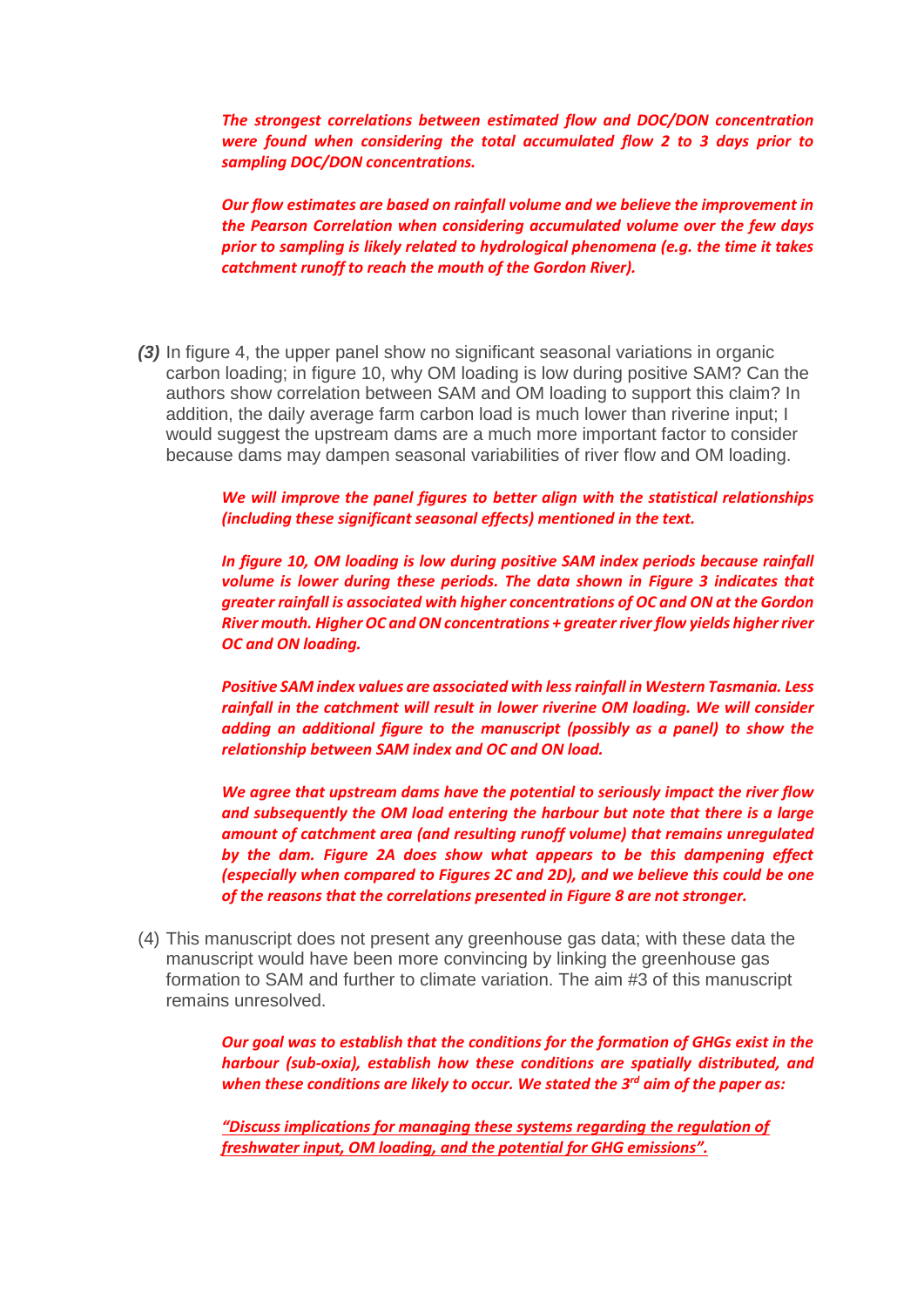***The strongest correlations between estimated flow and DOC/DON concentration were found when considering the total accumulated flow 2 to 3 days prior to sampling DOC/DON concentrations.***

***Our flow estimates are based on rainfall volume and we believe the improvement in the Pearson Correlation when considering accumulated volume over the few days prior to sampling is likely related to hydrological phenomena (e.g. the time it takes catchment runoff to reach the mouth of the Gordon River).***

***(3)*** In figure 4, the upper panel show no significant seasonal variations in organic carbon loading; in figure 10, why OM loading is low during positive SAM? Can the authors show correlation between SAM and OM loading to support this claim? In addition, the daily average farm carbon load is much lower than riverine input; I would suggest the upstream dams are a much more important factor to consider because dams may dampen seasonal variabilities of river flow and OM loading.

***We will improve the panel figures to better align with the statistical relationships (including these significant seasonal effects) mentioned in the text.***

***In figure 10, OM loading is low during positive SAM index periods because rainfall volume is lower during these periods. The data shown in Figure 3 indicates that greater rainfall is associated with higher concentrations of OC and ON at the Gordon River mouth. Higher OC and ON concentrations + greater river flow yields higher river OC and ON loading.***

***Positive SAM index values are associated with less rainfall in Western Tasmania. Less rainfall in the catchment will result in lower riverine OM loading. We will consider adding an additional figure to the manuscript (possibly as a panel) to show the relationship between SAM index and OC and ON load.***

***We agree that upstream dams have the potential to seriously impact the river flow and subsequently the OM load entering the harbour but note that there is a large amount of catchment area (and resulting runoff volume) that remains unregulated by the dam. Figure 2A does show what appears to be this dampening effect (especially when compared to Figures 2C and 2D), and we believe this could be one of the reasons that the correlations presented in Figure 8 are not stronger.***

(4) This manuscript does not present any greenhouse gas data; with these data the manuscript would have been more convincing by linking the greenhouse gas formation to SAM and further to climate variation. The aim #3 of this manuscript remains unresolved.

***Our goal was to establish that the conditions for the formation of GHGs exist in the harbour (sub-oxia), establish how these conditions are spatially distributed, and when these conditions are likely to occur. We stated the 3rd aim of the paper as:***

***"Discuss implications for managing these systems regarding the regulation of freshwater input, OM loading, and the potential for GHG emissions".***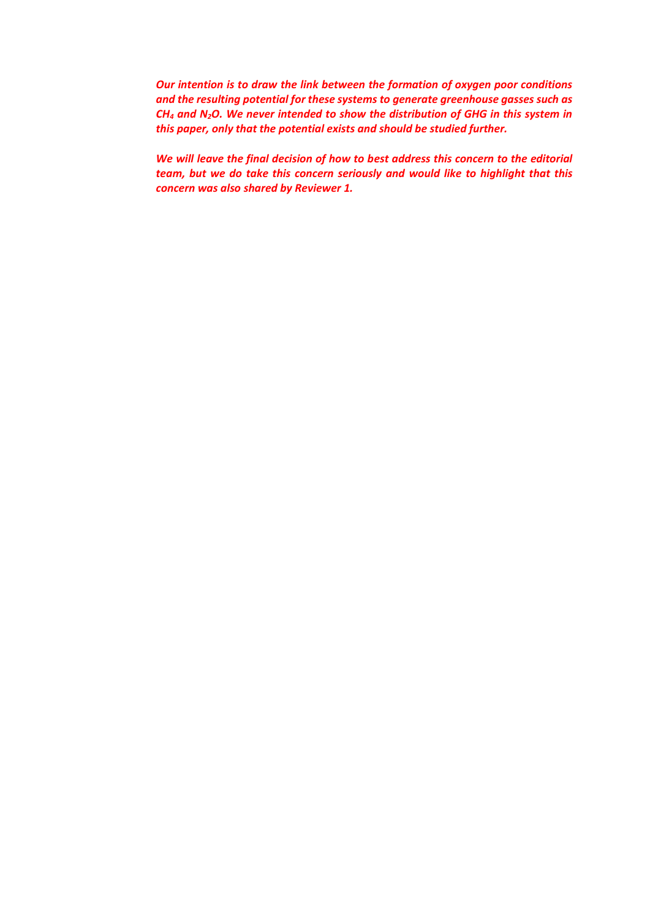***Our intention is to draw the link between the formation of oxygen poor conditions and the resulting potential for these systems to generate greenhouse gasses such as $CH_4$ and $N_2O$. We never intended to show the distribution of GHG in this system in this paper, only that the potential exists and should be studied further.***

***We will leave the final decision of how to best address this concern to the editorial team, but we do take this concern seriously and would like to highlight that this concern was also shared by Reviewer 1.***